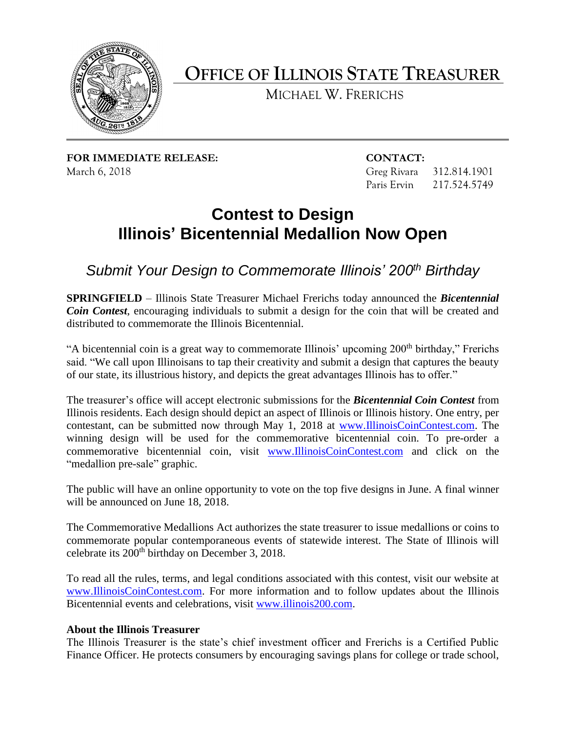# OFFICE OF ILLINOIS STATE TREASURER

MICHAEL W. FRERICHS

**FOR IMMEDIATE RELEASE:**
March 6, 2018

**CONTACT:**
Greg Rivara 312.814.1901
Paris Ervin 217.524.5749

# Contest to Design Illinois' Bicentennial Medallion Now Open

## *Submit Your Design to Commemorate Illinois' 200th Birthday*

**SPRINGFIELD** – Illinois State Treasurer Michael Frerichs today announced the ***Bicentennial Coin Contest***, encouraging individuals to submit a design for the coin that will be created and distributed to commemorate the Illinois Bicentennial.

"A bicentennial coin is a great way to commemorate Illinois' upcoming 200th birthday," Frerichs said. "We call upon Illinoisans to tap their creativity and submit a design that captures the beauty of our state, its illustrious history, and depicts the great advantages Illinois has to offer."

The treasurer's office will accept electronic submissions for the ***Bicentennial Coin Contest*** from Illinois residents. Each design should depict an aspect of Illinois or Illinois history. One entry, per contestant, can be submitted now through May 1, 2018 at www.IllinoisCoinContest.com. The winning design will be used for the commemorative bicentennial coin. To pre-order a commemorative bicentennial coin, visit www.IllinoisCoinContest.com and click on the "medallion pre-sale" graphic.

The public will have an online opportunity to vote on the top five designs in June. A final winner will be announced on June 18, 2018.

The Commemorative Medallions Act authorizes the state treasurer to issue medallions or coins to commemorate popular contemporaneous events of statewide interest. The State of Illinois will celebrate its 200th birthday on December 3, 2018.

To read all the rules, terms, and legal conditions associated with this contest, visit our website at www.IllinoisCoinContest.com. For more information and to follow updates about the Illinois Bicentennial events and celebrations, visit www.illinois200.com.

**About the Illinois Treasurer**
The Illinois Treasurer is the state's chief investment officer and Frerichs is a Certified Public Finance Officer. He protects consumers by encouraging savings plans for college or trade school,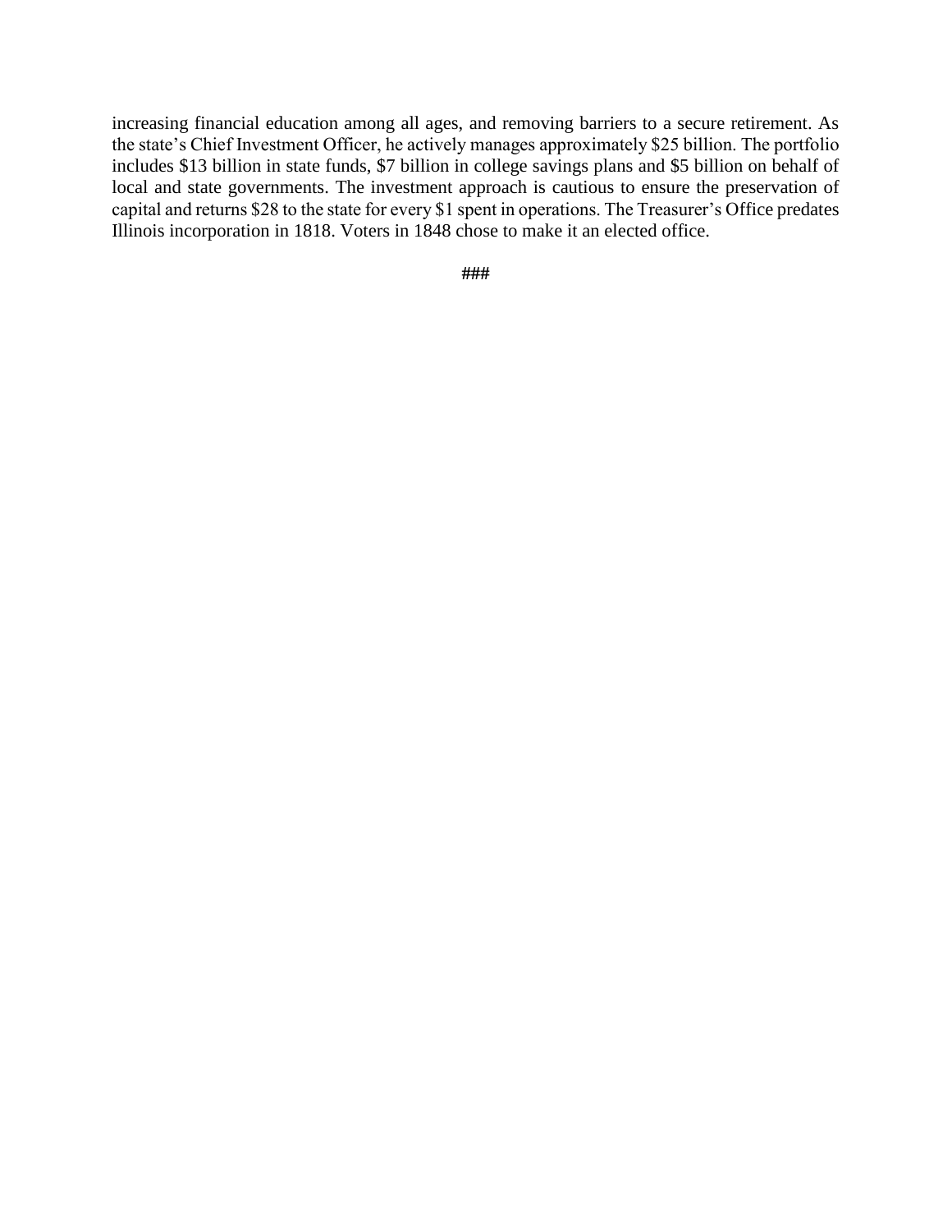increasing financial education among all ages, and removing barriers to a secure retirement. As the state's Chief Investment Officer, he actively manages approximately $25 billion. The portfolio includes $13 billion in state funds, $7 billion in college savings plans and $5 billion on behalf of local and state governments. The investment approach is cautious to ensure the preservation of capital and returns $28 to the state for every $1 spent in operations. The Treasurer's Office predates Illinois incorporation in 1818. Voters in 1848 chose to make it an elected office.

###